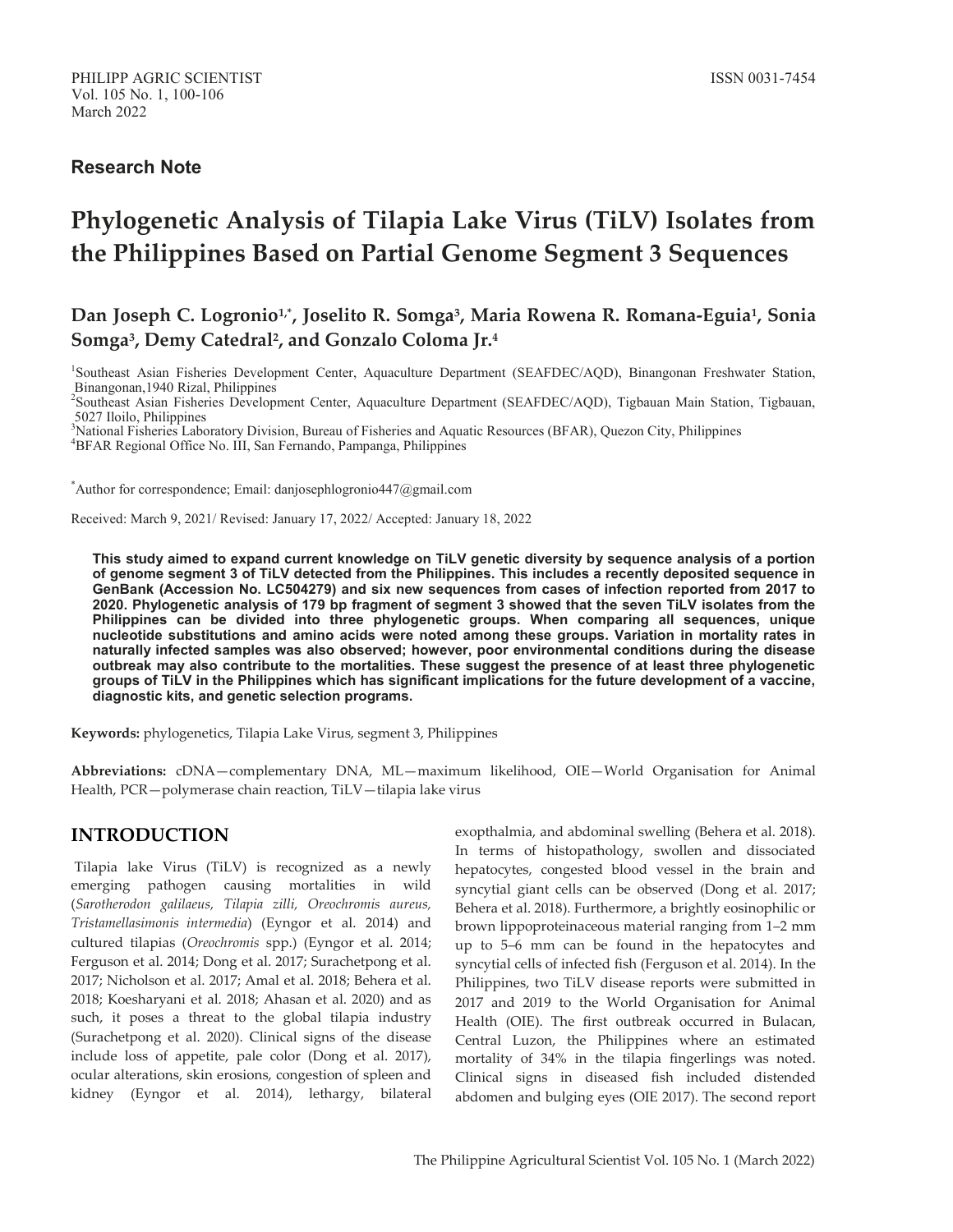**Research Note**

# Phylogenetic Analysis of Tilapia Lake Virus (TiLV) Isolates from the Philippines Based on Partial Genome Segment 3 Sequences

**Dan Joseph C. Logronio[1,*], Joselito R. Somga[3], Maria Rowena R. Romana-Eguia[1], Sonia Somga[3], Demy Catedral[2], and Gonzalo Coloma Jr.[4]**

[1]Southeast Asian Fisheries Development Center, Aquaculture Department (SEAFDEC/AQD), Binangonan Freshwater Station, Binangonan,1940 Rizal, Philippines
[2]Southeast Asian Fisheries Development Center, Aquaculture Department (SEAFDEC/AQD), Tigbauan Main Station, Tigbauan, 5027 Iloilo, Philippines
[3]National Fisheries Laboratory Division, Bureau of Fisheries and Aquatic Resources (BFAR), Quezon City, Philippines
[4]BFAR Regional Office No. III, San Fernando, Pampanga, Philippines

[*]Author for correspondence; Email: danjosephlogronio447@gmail.com

Received: March 9, 2021/ Revised: January 17, 2022/ Accepted: January 18, 2022

**This study aimed to expand current knowledge on TiLV genetic diversity by sequence analysis of a portion of genome segment 3 of TiLV detected from the Philippines. This includes a recently deposited sequence in GenBank (Accession No. LC504279) and six new sequences from cases of infection reported from 2017 to 2020. Phylogenetic analysis of 179 bp fragment of segment 3 showed that the seven TiLV isolates from the Philippines can be divided into three phylogenetic groups. When comparing all sequences, unique nucleotide substitutions and amino acids were noted among these groups. Variation in mortality rates in naturally infected samples was also observed; however, poor environmental conditions during the disease outbreak may also contribute to the mortalities. These suggest the presence of at least three phylogenetic groups of TiLV in the Philippines which has significant implications for the future development of a vaccine, diagnostic kits, and genetic selection programs.**

**Keywords:** phylogenetics, Tilapia Lake Virus, segment 3, Philippines

**Abbreviations:** cDNA—complementary DNA, ML—maximum likelihood, OIE—World Organisation for Animal Health, PCR—polymerase chain reaction, TiLV—tilapia lake virus

## INTRODUCTION

Tilapia lake Virus (TiLV) is recognized as a newly emerging pathogen causing mortalities in wild (*Sarotherodon galilaeus, Tilapia zilli, Oreochromis aureus, Tristamellasimonis intermedia*) (Eyngor et al. 2014) and cultured tilapias (*Oreochromis* spp.) (Eyngor et al. 2014; Ferguson et al. 2014; Dong et al. 2017; Surachetpong et al. 2017; Nicholson et al. 2017; Amal et al. 2018; Behera et al. 2018; Koesharyani et al. 2018; Ahasan et al. 2020) and as such, it poses a threat to the global tilapia industry (Surachetpong et al. 2020). Clinical signs of the disease include loss of appetite, pale color (Dong et al. 2017), ocular alterations, skin erosions, congestion of spleen and kidney (Eyngor et al. 2014), lethargy, bilateral exopthalmia, and abdominal swelling (Behera et al. 2018). In terms of histopathology, swollen and dissociated hepatocytes, congested blood vessel in the brain and syncytial giant cells can be observed (Dong et al. 2017; Behera et al. 2018). Furthermore, a brightly eosinophilic or brown lipoproteinaceous material ranging from 1–2 mm up to 5–6 mm can be found in the hepatocytes and syncytial cells of infected fish (Ferguson et al. 2014). In the Philippines, two TiLV disease reports were submitted in 2017 and 2019 to the World Organisation for Animal Health (OIE). The first outbreak occurred in Bulacan, Central Luzon, the Philippines where an estimated mortality of 34% in the tilapia fingerlings was noted. Clinical signs in diseased fish included distended abdomen and bulging eyes (OIE 2017). The second report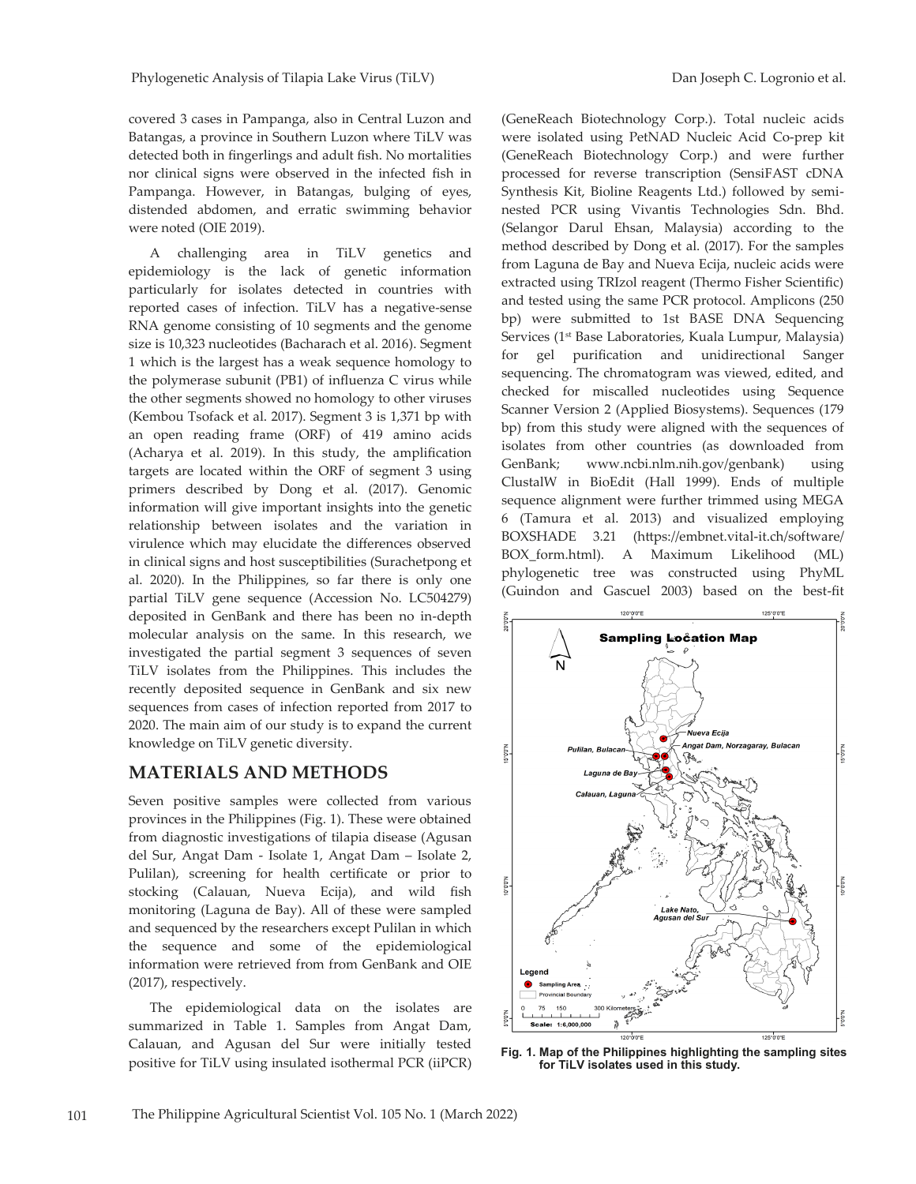covered 3 cases in Pampanga, also in Central Luzon and Batangas, a province in Southern Luzon where TiLV was detected both in fingerlings and adult fish. No mortalities nor clinical signs were observed in the infected fish in Pampanga. However, in Batangas, bulging of eyes, distended abdomen, and erratic swimming behavior were noted (OIE 2019).

A challenging area in TiLV genetics and epidemiology is the lack of genetic information particularly for isolates detected in countries with reported cases of infection. TiLV has a negative-sense RNA genome consisting of 10 segments and the genome size is 10,323 nucleotides (Bacharach et al. 2016). Segment 1 which is the largest has a weak sequence homology to the polymerase subunit (PB1) of influenza C virus while the other segments showed no homology to other viruses (Kembou Tsofack et al. 2017). Segment 3 is 1,371 bp with an open reading frame (ORF) of 419 amino acids (Acharya et al. 2019). In this study, the amplification targets are located within the ORF of segment 3 using primers described by Dong et al. (2017). Genomic information will give important insights into the genetic relationship between isolates and the variation in virulence which may elucidate the differences observed in clinical signs and host susceptibilities (Surachetpong et al. 2020). In the Philippines, so far there is only one partial TiLV gene sequence (Accession No. LC504279) deposited in GenBank and there has been no in-depth molecular analysis on the same. In this research, we investigated the partial segment 3 sequences of seven TiLV isolates from the Philippines. This includes the recently deposited sequence in GenBank and six new sequences from cases of infection reported from 2017 to 2020. The main aim of our study is to expand the current knowledge on TiLV genetic diversity.

## MATERIALS AND METHODS

Seven positive samples were collected from various provinces in the Philippines (Fig. 1). These were obtained from diagnostic investigations of tilapia disease (Agusan del Sur, Angat Dam - Isolate 1, Angat Dam – Isolate 2, Pulilan), screening for health certificate or prior to stocking (Calauan, Nueva Ecija), and wild fish monitoring (Laguna de Bay). All of these were sampled and sequenced by the researchers except Pulilan in which the sequence and some of the epidemiological information were retrieved from from GenBank and OIE (2017), respectively.

The epidemiological data on the isolates are summarized in Table 1. Samples from Angat Dam, Calauan, and Agusan del Sur were initially tested positive for TiLV using insulated isothermal PCR (iiPCR) (GeneReach Biotechnology Corp.). Total nucleic acids were isolated using PetNAD Nucleic Acid Co-prep kit (GeneReach Biotechnology Corp.) and were further processed for reverse transcription (SensiFAST cDNA Synthesis Kit, Bioline Reagents Ltd.) followed by semi-nested PCR using Vivantis Technologies Sdn. Bhd. (Selangor Darul Ehsan, Malaysia) according to the method described by Dong et al. (2017). For the samples from Laguna de Bay and Nueva Ecija, nucleic acids were extracted using TRIzol reagent (Thermo Fisher Scientific) and tested using the same PCR protocol. Amplicons (250 bp) were submitted to 1st BASE DNA Sequencing Services (1st Base Laboratories, Kuala Lumpur, Malaysia) for gel purification and unidirectional Sanger sequencing. The chromatogram was viewed, edited, and checked for miscalled nucleotides using Sequence Scanner Version 2 (Applied Biosystems). Sequences (179 bp) from this study were aligned with the sequences of isolates from other countries (as downloaded from GenBank; www.ncbi.nlm.nih.gov/genbank) using ClustalW in BioEdit (Hall 1999). Ends of multiple sequence alignment were further trimmed using MEGA 6 (Tamura et al. 2013) and visualized employing BOXSHADE 3.21 (https://embnet.vital-it.ch/software/BOX_form.html). A Maximum Likelihood (ML) phylogenetic tree was constructed using PhyML (Guindon and Gascuel 2003) based on the best-fit

Sampling Location Map

Nueva Ecija
Angat Dam, Norzagaray, Bulacan
Pulilan, Bulacan
Laguna de Bay
Calauan, Laguna
Lake Nato, Agusan del Sur

Legend
Sampling Area
Provincial Boundary
0 75 150 300 Kilometers
Scale: 1:6,000,000

**Fig. 1. Map of the Philippines highlighting the sampling sites for TiLV isolates used in this study.**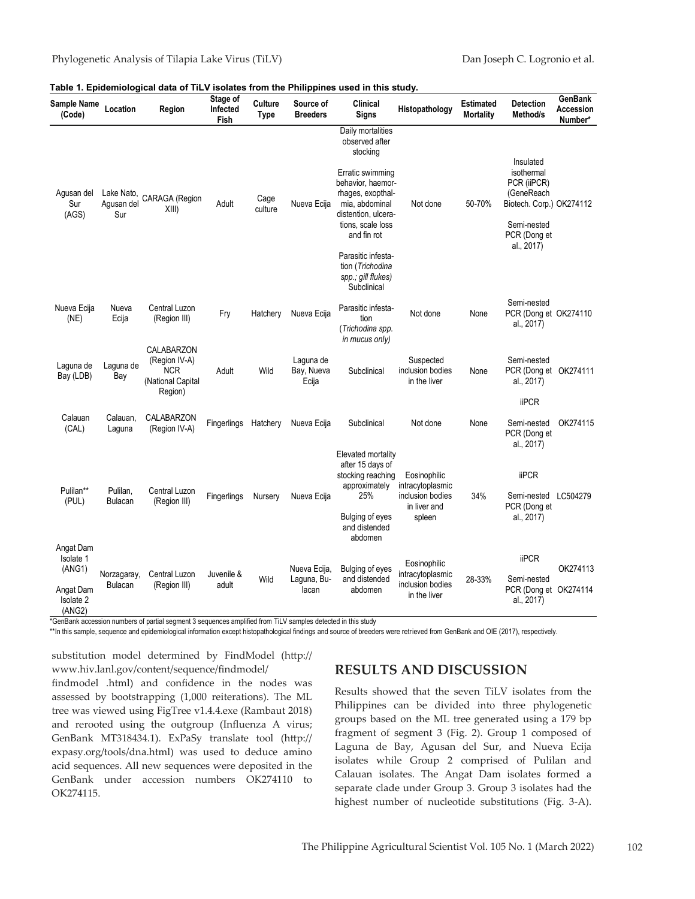**Table 1. Epidemiological data of TiLV isolates from the Philippines used in this study.**

| Sample Name (Code) | Location | Region | Stage of Infected Fish | Culture Type | Source of Breeders | Clinical Signs | Histopathology | Estimated Mortality | Detection Method/s | GenBank Accession Number* |
|---|---|---|---|---|---|---|---|---|---|---|
| Agusan del Sur (AGS) | Lake Nato, Agusan del Sur | CARAGA (Region XIII) | Adult | Cage culture | Nueva Ecija | Daily mortalities observed after stocking<br><br>Erratic swimming behavior, haemorrhages, exopthalmia, abdominal distention, ulcerations, scale loss and fin rot<br><br>Parasitic infestation (*Trichodina* spp.; gill flukes) | Not done | 50-70% | Insulated isothermal PCR (iiPCR) (GeneReach Biotech. Corp.)<br><br>Semi-nested PCR (Dong et al., 2017) | OK274112 |
| Nueva Ecija (NE) | Nueva Ecija | Central Luzon (Region III) | Fry | Hatchery | Nueva Ecija | Subclinical<br><br>Parasitic infestation (*Trichodina spp. in mucus only)* | Not done | None | Semi-nested PCR (Dong et al., 2017) | OK274110 |
| Laguna de Bay (LDB) | Laguna de Bay | CALABARZON (Region IV-A)<br>NCR (National Capital Region) | Adult | Wild | Laguna de Bay, Nueva Ecija | Subclinical | Suspected inclusion bodies in the liver | None | Semi-nested PCR (Dong et al., 2017) | OK274111 |
| Calauan (CAL) | Calauan, Laguna | CALABARZON (Region IV-A) | Fingerlings | Hatchery | Nueva Ecija | Subclinical | Not done | None | iiPCR<br><br>Semi-nested PCR (Dong et al., 2017) | OK274115 |
| Pulilan** (PUL) | Pulilan, Bulacan | Central Luzon (Region III) | Fingerlings | Nursery | Nueva Ecija | Elevated mortality after 15 days of stocking reaching approximately 25%<br><br>Bulging of eyes and distended abdomen | Eosinophilic intracytoplasmic inclusion bodies in liver and spleen | 34% | iiPCR<br><br>Semi-nested PCR (Dong et al., 2017) | LC504279 |
| Angat Dam Isolate 1 (ANG1)<br><br>Angat Dam Isolate 2 (ANG2) | Norzagaray, Bulacan | Central Luzon (Region III) | Juvenile & adult | Wild | Nueva Ecija, Laguna, Bulacan | Bulging of eyes and distended abdomen | Eosinophilic intracytoplasmic inclusion bodies in the liver | 28-33% | iiPCR<br><br>Semi-nested PCR (Dong et al., 2017) | OK274113<br>OK274114 |

*GenBank accession numbers of partial segment 3 sequences amplified from TiLV samples detected in this study

**In this sample, sequence and epidemiological information except histopathological findings and source of breeders were retrieved from GenBank and OIE (2017), respectively.

substitution model determined by FindModel (http://www.hiv.lanl.gov/content/sequence/findmodel/findmodel .html) and confidence in the nodes was assessed by bootstrapping (1,000 reiterations). The ML tree was viewed using FigTree v1.4.4.exe (Rambaut 2018) and rerooted using the outgroup (Influenza A virus; GenBank MT318434.1). ExPaSy translate tool (http://expasy.org/tools/dna.html) was used to deduce amino acid sequences. All new sequences were deposited in the GenBank under accession numbers OK274110 to OK274115.

## RESULTS AND DISCUSSION

Results showed that the seven TiLV isolates from the Philippines can be divided into three phylogenetic groups based on the ML tree generated using a 179 bp fragment of segment 3 (Fig. 2). Group 1 composed of Laguna de Bay, Agusan del Sur, and Nueva Ecija isolates while Group 2 comprised of Pulilan and Calauan isolates. The Angat Dam isolates formed a separate clade under Group 3. Group 3 isolates had the highest number of nucleotide substitutions (Fig. 3-A).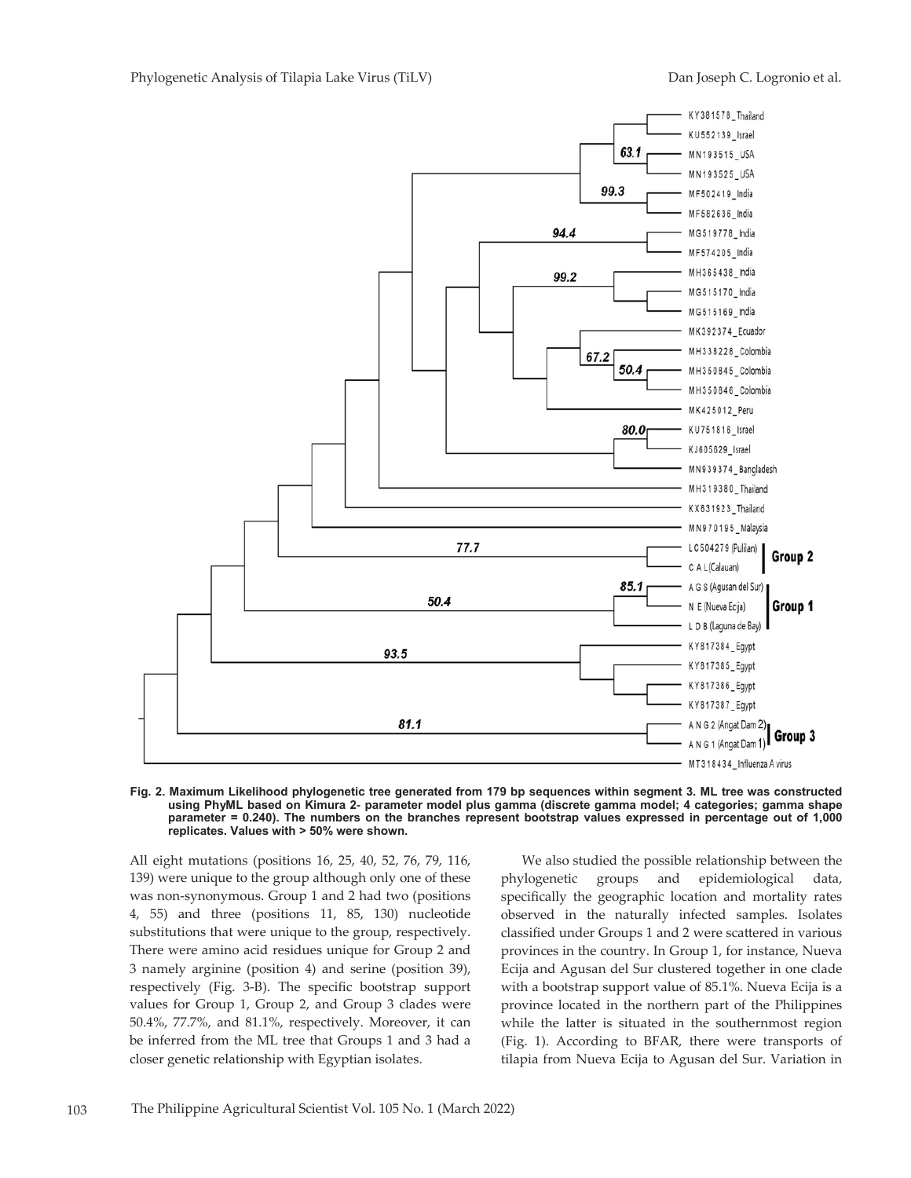KY381578_Thailand
KU552139_Israel
63.1
MN193515_USA
MN193525_USA
99.3
MF502419_India
MF582636_India
94.4
MG519778_India
MF574205_India
99.2
MH365438_India
MG515170_India
MG515169_India
MK392374_Ecuador
67.2
MH338228_Colombia
50.4
MH350845_Colombia
MH350846_Colombia
MK425012_Peru
80.0
KU751816_Israel
KJ605629_Israel
MN939374_Bangladesh
MH319380_Thailand
KX631923_Thailand
MN970195_Malaysia
77.7
LC504279 (Pulilan)
C A L (Calauan)
Group 2
85.1
A G S (Agusan del Sur)
50.4
N E (Nueva Ecija)
L D B (Laguna de Bay)
Group 1
93.5
KY817384_Egypt
KY817385_Egypt
KY817386_Egypt
KY817387_Egypt
81.1
A N G 2 (Angat Dam 2)
A N G 1 (Angat Dam 1)
Group 3
MT318434_Influenza A virus

**Fig. 2. Maximum Likelihood phylogenetic tree generated from 179 bp sequences within segment 3. ML tree was constructed using PhyML based on Kimura 2- parameter model plus gamma (discrete gamma model; 4 categories; gamma shape parameter = 0.240). The numbers on the branches represent bootstrap values expressed in percentage out of 1,000 replicates. Values with > 50% were shown.**

All eight mutations (positions 16, 25, 40, 52, 76, 79, 116, 139) were unique to the group although only one of these was non-synonymous. Group 1 and 2 had two (positions 4, 55) and three (positions 11, 85, 130) nucleotide substitutions that were unique to the group, respectively. There were amino acid residues unique for Group 2 and 3 namely arginine (position 4) and serine (position 39), respectively (Fig. 3-B). The specific bootstrap support values for Group 1, Group 2, and Group 3 clades were 50.4%, 77.7%, and 81.1%, respectively. Moreover, it can be inferred from the ML tree that Groups 1 and 3 had a closer genetic relationship with Egyptian isolates.

We also studied the possible relationship between the phylogenetic groups and epidemiological data, specifically the geographic location and mortality rates observed in the naturally infected samples. Isolates classified under Groups 1 and 2 were scattered in various provinces in the country. In Group 1, for instance, Nueva Ecija and Agusan del Sur clustered together in one clade with a bootstrap support value of 85.1%. Nueva Ecija is a province located in the northern part of the Philippines while the latter is situated in the southernmost region (Fig. 1). According to BFAR, there were transports of tilapia from Nueva Ecija to Agusan del Sur. Variation in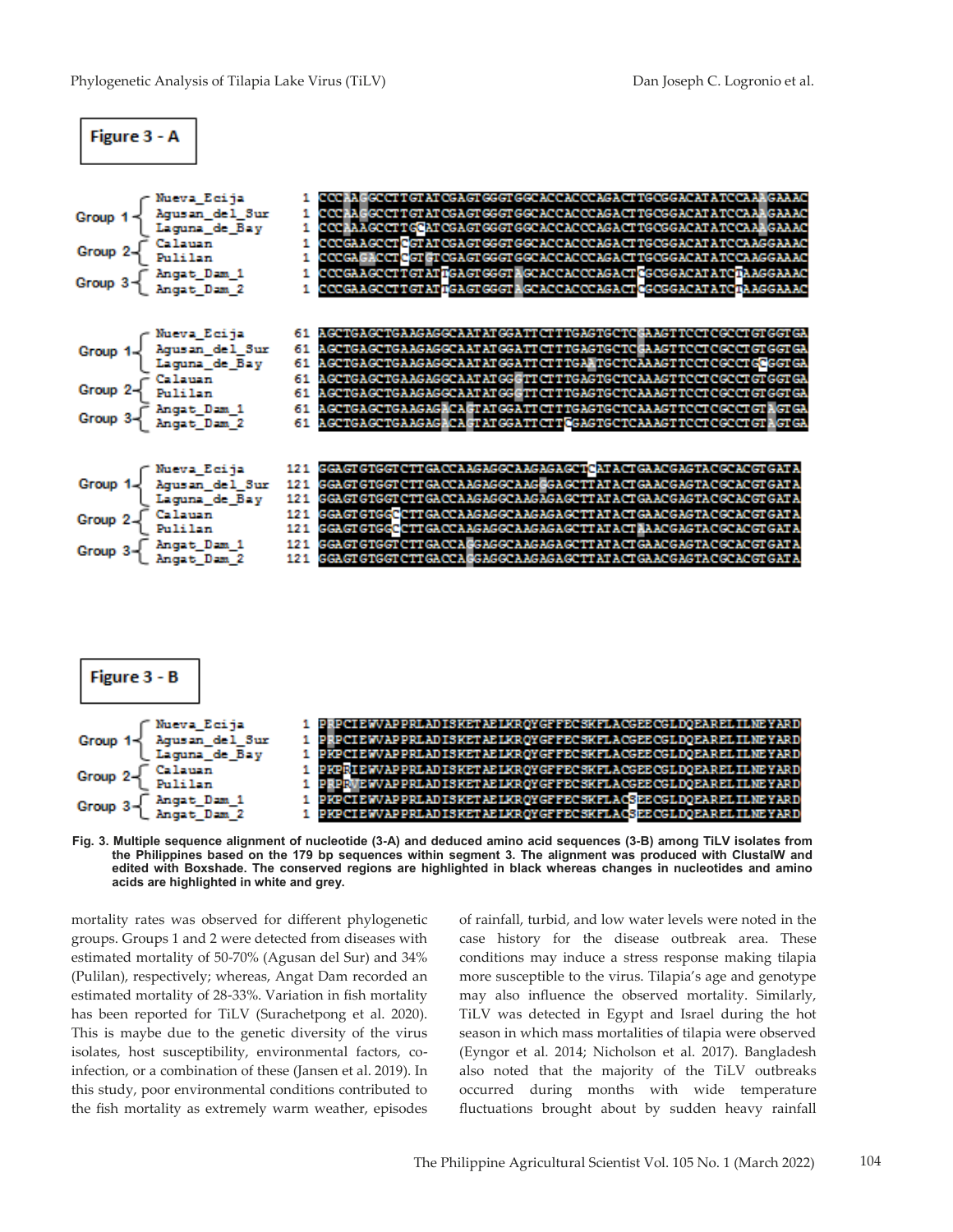**Figure 3 - A**

```
         ┌ Nueva_Ecija      1 CCCAAGGCCTTGTATCGAGTGGGTGGCACCACCCAGACTTGCGGACATATCCAAAGAAAC
Group 1 ─┤ Agusan_del_Sur   1 CCCAAGGCCTTGTATCGAGTGGGTGGCACCACCCAGACTTGCGGACATATCCAAAGAAAC
         └ Laguna_de_Bay    1 CCCAAAGCCTTGCATCGAGTGGGTGGCACCACCCAGACTTGCGGACATATCCAAAGAAAC
Group 2 ─┬ Calauan          1 CCCGAAGCCTCGTATCGAGTGGGTGGCACCACCCAGACTTGCGGACATATCCAAGGAAAC
         └ Pulilan          1 CCCGAGACCTCGTGTCGAGTGGGTGGCACCACCCAGACTTGCGGACATATCCAAGGAAAC
Group 3 ─┬ Angat_Dam_1      1 CCCGAAGCCTTGTATTGAGTGGGTAGCACCACCCAGACTCGCGGACATATCTAAGGAAAC
         └ Angat_Dam_2      1 CCCGAAGCCTTGTATTGAGTGGGTAGCACCACCCAGACTCGCGGACATATCTAAGGAAAC

         ┌ Nueva_Ecija     61 AGCTGAGCTGAAGAGGCAATATGGATTCTTTGAGTGCTCGAAGTTCCTCGCCTGTGGTGA
Group 1 ─┤ Agusan_del_Sur  61 AGCTGAGCTGAAGAGGCAATATGGATTCTTTGAGTGCTCGAAGTTCCTCGCCTGTGGTGA
         └ Laguna_de_Bay   61 AGCTGAGCTGAAGAGGCAATATGGATTCTTTGAATGCTCAAAGTTCCTCGCCTGCGGTGA
Group 2 ─┬ Calauan         61 AGCTGAGCTGAAGAGGCAATATGGGTTCTTTGAGTGCTCAAAGTTCCTCGCCTGTGGTGA
         └ Pulilan         61 AGCTGAGCTGAAGAGGCAATATGGGTTCTTTGAGTGCTCAAAGTTCCTCGCCTGTGGTGA
Group 3 ─┬ Angat_Dam_1     61 AGCTGAGCTGAAGAGACAGTATGGATTCTTTGAGTGCTCAAAGTTCCTCGCCTGTAGTGA
         └ Angat_Dam_2     61 AGCTGAGCTGAAGAGACAGTATGGATTCTTCGAGTGCTCAAAGTTCCTCGCCTGTAGTGA

         ┌ Nueva_Ecija    121 GGAGTGTGGTCTTGACCAAGAGGCAAGAGAGCTCATACTGAACGAGTACGCACGTGATA
Group 1 ─┤ Agusan_del_Sur 121 GGAGTGTGGTCTTGACCAAGAGGCAAGGGAGCTTATACTGAACGAGTACGCACGTGATA
         └ Laguna_de_Bay  121 GGAGTGTGGTCTTGACCAAGAGGCAAGAGAGCTTATACTGAACGAGTACGCACGTGATA
Group 2 ─┬ Calauan        121 GGAGTGTGGCCTTGACCAAGAGGCAAGAGAGCTTATACTGAACGAGTACGCACGTGATA
         └ Pulilan        121 GGAGTGTGGCCTTGACCAAGAGGCAAGAGAGCTTATACTAAACGAGTACGCACGTGATA
Group 3 ─┬ Angat_Dam_1    121 GGAGTGTGGTCTTGACCAGGAGGCAAGAGAGCTTATACTGAACGAGTACGCACGTGATA
         └ Angat_Dam_2    121 GGAGTGTGGTCTTGACCAGGAGGCAAGAGAGCTTATACTGAACGAGTACGCACGTGATA
```

**Figure 3 - B**

```
         ┌ Nueva_Ecija      1 PRPCIEWVAPPRLADISKETAELKRQYGFFECSKFLACGEECGLDQEARELILNEYARD
Group 1 ─┤ Agusan_del_Sur   1 PRPCIEWVAPPRLADISKETAELKRQYGFFECSKFLACGEECGLDQEARELILNEYARD
         └ Laguna_de_Bay    1 PKPCIEWVAPPRLADISKETAELKRQYGFFECSKFLACGEECGLDQEARELILNEYARD
Group 2 ─┬ Calauan          1 PKPRIEWVAPPRLADISKETAELKRQYGFFECSKFLACGEECGLDQEARELILNEYARD
         └ Pulilan          1 PRPRVEWVAPPRLADISKETAELKRQYGFFECSKFLACGEECGLDQEARELILNEYARD
Group 3 ─┬ Angat_Dam_1      1 PKPCIEWVAPPRLADISKETAELKRQYGFFECSKFLACSEECGLDQEARELILNEYARD
         └ Angat_Dam_2      1 PKPCIEWVAPPRLADISKETAELKRQYGFFECSKFLACSEECGLDQEARELILNEYARD
```

**Fig. 3. Multiple sequence alignment of nucleotide (3-A) and deduced amino acid sequences (3-B) among TiLV isolates from the Philippines based on the 179 bp sequences within segment 3. The alignment was produced with ClustalW and edited with Boxshade. The conserved regions are highlighted in black whereas changes in nucleotides and amino acids are highlighted in white and grey.**

mortality rates was observed for different phylogenetic groups. Groups 1 and 2 were detected from diseases with estimated mortality of 50-70% (Agusan del Sur) and 34% (Pulilan), respectively; whereas, Angat Dam recorded an estimated mortality of 28-33%. Variation in fish mortality has been reported for TiLV (Surachetpong et al. 2020). This is maybe due to the genetic diversity of the virus isolates, host susceptibility, environmental factors, co-infection, or a combination of these (Jansen et al. 2019). In this study, poor environmental conditions contributed to the fish mortality as extremely warm weather, episodes of rainfall, turbid, and low water levels were noted in the case history for the disease outbreak area. These conditions may induce a stress response making tilapia more susceptible to the virus. Tilapia's age and genotype may also influence the observed mortality. Similarly, TiLV was detected in Egypt and Israel during the hot season in which mass mortalities of tilapia were observed (Eyngor et al. 2014; Nicholson et al. 2017). Bangladesh also noted that the majority of the TiLV outbreaks occurred during months with wide temperature fluctuations brought about by sudden heavy rainfall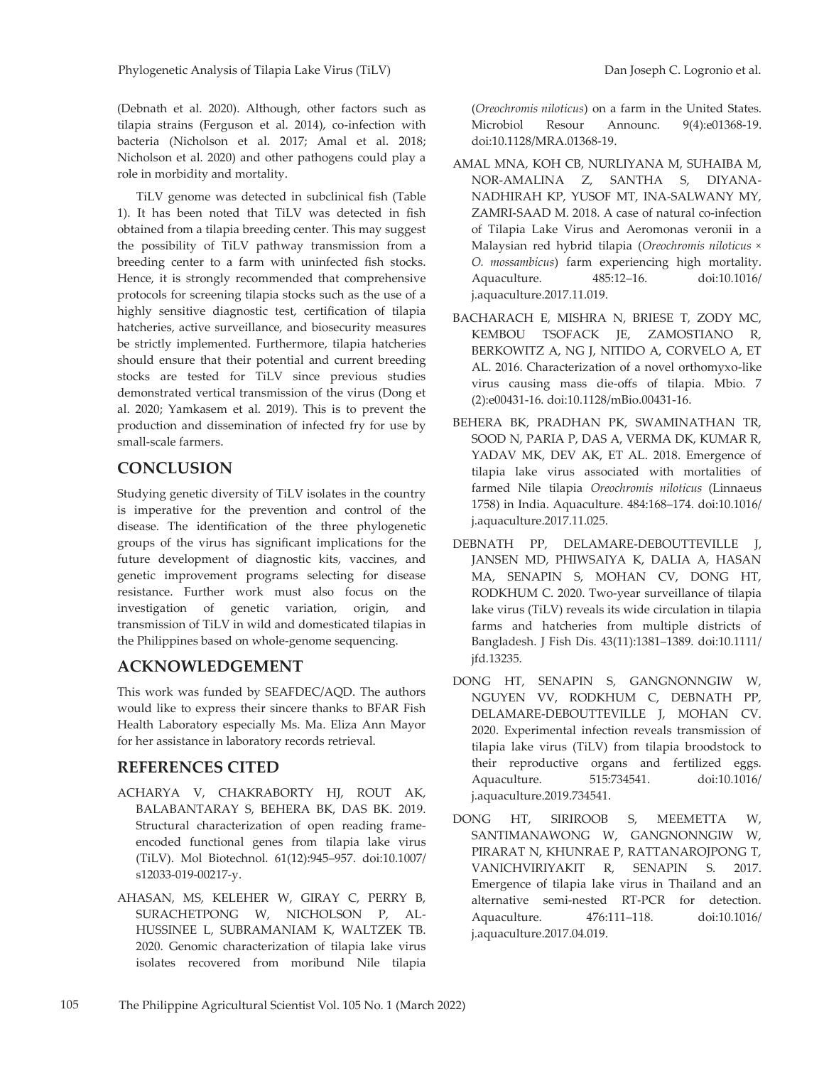(Debnath et al. 2020). Although, other factors such as tilapia strains (Ferguson et al. 2014), co-infection with bacteria (Nicholson et al. 2017; Amal et al. 2018; Nicholson et al. 2020) and other pathogens could play a role in morbidity and mortality.

TiLV genome was detected in subclinical fish (Table 1). It has been noted that TiLV was detected in fish obtained from a tilapia breeding center. This may suggest the possibility of TiLV pathway transmission from a breeding center to a farm with uninfected fish stocks. Hence, it is strongly recommended that comprehensive protocols for screening tilapia stocks such as the use of a highly sensitive diagnostic test, certification of tilapia hatcheries, active surveillance, and biosecurity measures be strictly implemented. Furthermore, tilapia hatcheries should ensure that their potential and current breeding stocks are tested for TiLV since previous studies demonstrated vertical transmission of the virus (Dong et al. 2020; Yamkasem et al. 2019). This is to prevent the production and dissemination of infected fry for use by small-scale farmers.

## CONCLUSION

Studying genetic diversity of TiLV isolates in the country is imperative for the prevention and control of the disease. The identification of the three phylogenetic groups of the virus has significant implications for the future development of diagnostic kits, vaccines, and genetic improvement programs selecting for disease resistance. Further work must also focus on the investigation of genetic variation, origin, and transmission of TiLV in wild and domesticated tilapias in the Philippines based on whole-genome sequencing.

## ACKNOWLEDGEMENT

This work was funded by SEAFDEC/AQD. The authors would like to express their sincere thanks to BFAR Fish Health Laboratory especially Ms. Ma. Eliza Ann Mayor for her assistance in laboratory records retrieval.

## REFERENCES CITED

ACHARYA V, CHAKRABORTY HJ, ROUT AK, BALABANTARAY S, BEHERA BK, DAS BK. 2019. Structural characterization of open reading frame-encoded functional genes from tilapia lake virus (TiLV). Mol Biotechnol. 61(12):945–957. doi:10.1007/s12033-019-00217-y.

AHASAN, MS, KELEHER W, GIRAY C, PERRY B, SURACHETPONG W, NICHOLSON P, AL-HUSSINEE L, SUBRAMANIAM K, WALTZEK TB. 2020. Genomic characterization of tilapia lake virus isolates recovered from moribund Nile tilapia (*Oreochromis niloticus*) on a farm in the United States. Microbiol Resour Announc. 9(4):e01368-19. doi:10.1128/MRA.01368-19.

AMAL MNA, KOH CB, NURLIYANA M, SUHAIBA M, NOR-AMALINA Z, SANTHA S, DIYANA-NADHIRAH KP, YUSOF MT, INA-SALWANY MY, ZAMRI-SAAD M. 2018. A case of natural co-infection of Tilapia Lake Virus and Aeromonas veronii in a Malaysian red hybrid tilapia (*Oreochromis niloticus* × *O. mossambicus*) farm experiencing high mortality. Aquaculture. 485:12–16. doi:10.1016/j.aquaculture.2017.11.019.

BACHARACH E, MISHRA N, BRIESE T, ZODY MC, KEMBOU TSOFACK JE, ZAMOSTIANO R, BERKOWITZ A, NG J, NITIDO A, CORVELO A, ET AL. 2016. Characterization of a novel orthomyxo-like virus causing mass die-offs of tilapia. Mbio. 7 (2):e00431-16. doi:10.1128/mBio.00431-16.

BEHERA BK, PRADHAN PK, SWAMINATHAN TR, SOOD N, PARIA P, DAS A, VERMA DK, KUMAR R, YADAV MK, DEV AK, ET AL. 2018. Emergence of tilapia lake virus associated with mortalities of farmed Nile tilapia *Oreochromis niloticus* (Linnaeus 1758) in India. Aquaculture. 484:168–174. doi:10.1016/j.aquaculture.2017.11.025.

DEBNATH PP, DELAMARE-DEBOUTTEVILLE J, JANSEN MD, PHIWSAIYA K, DALIA A, HASAN MA, SENAPIN S, MOHAN CV, DONG HT, RODKHUM C. 2020. Two-year surveillance of tilapia lake virus (TiLV) reveals its wide circulation in tilapia farms and hatcheries from multiple districts of Bangladesh. J Fish Dis. 43(11):1381–1389. doi:10.1111/jfd.13235.

DONG HT, SENAPIN S, GANGNONNGIW W, NGUYEN VV, RODKHUM C, DEBNATH PP, DELAMARE-DEBOUTTEVILLE J, MOHAN CV. 2020. Experimental infection reveals transmission of tilapia lake virus (TiLV) from tilapia broodstock to their reproductive organs and fertilized eggs. Aquaculture. 515:734541. doi:10.1016/j.aquaculture.2019.734541.

DONG HT, SIRIROOB S, MEEMETTA W, SANTIMANAWONG W, GANGNONNGIW W, PIRARAT N, KHUNRAE P, RATTANAROJPONG T, VANICHVIRIYAKIT R, SENAPIN S. 2017. Emergence of tilapia lake virus in Thailand and an alternative semi-nested RT-PCR for detection. Aquaculture. 476:111–118. doi:10.1016/j.aquaculture.2017.04.019.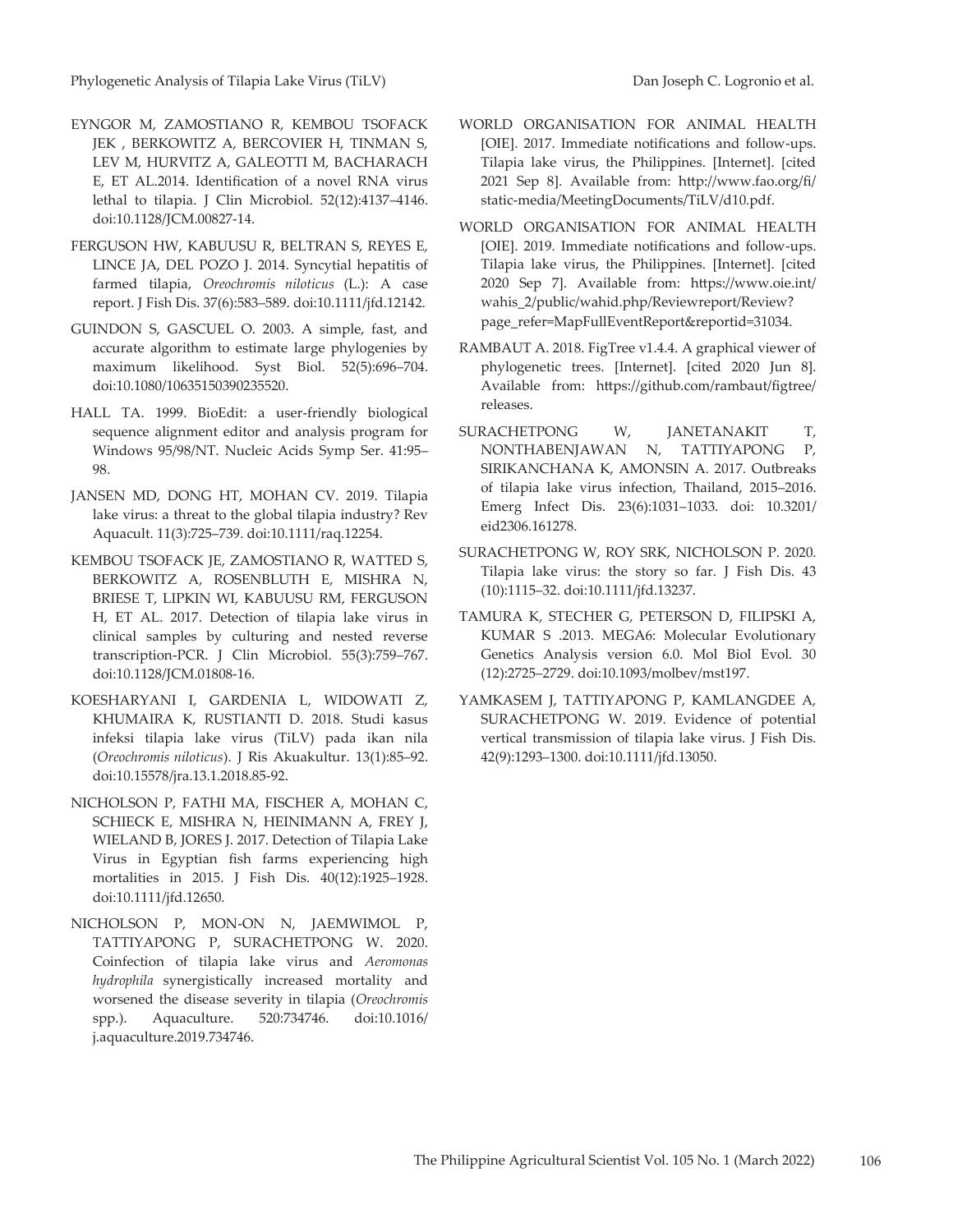EYNGOR M, ZAMOSTIANO R, KEMBOU TSOFACK JEK , BERKOWITZ A, BERCOVIER H, TINMAN S, LEV M, HURVITZ A, GALEOTTI M, BACHARACH E, ET AL.2014. Identification of a novel RNA virus lethal to tilapia. J Clin Microbiol. 52(12):4137–4146. doi:10.1128/JCM.00827-14.

FERGUSON HW, KABUUSU R, BELTRAN S, REYES E, LINCE JA, DEL POZO J. 2014. Syncytial hepatitis of farmed tilapia, *Oreochromis niloticus* (L.): A case report. J Fish Dis. 37(6):583–589. doi:10.1111/jfd.12142.

GUINDON S, GASCUEL O. 2003. A simple, fast, and accurate algorithm to estimate large phylogenies by maximum likelihood. Syst Biol. 52(5):696–704. doi:10.1080/10635150390235520.

HALL TA. 1999. BioEdit: a user-friendly biological sequence alignment editor and analysis program for Windows 95/98/NT. Nucleic Acids Symp Ser. 41:95–98.

JANSEN MD, DONG HT, MOHAN CV. 2019. Tilapia lake virus: a threat to the global tilapia industry? Rev Aquacult. 11(3):725–739. doi:10.1111/raq.12254.

KEMBOU TSOFACK JE, ZAMOSTIANO R, WATTED S, BERKOWITZ A, ROSENBLUTH E, MISHRA N, BRIESE T, LIPKIN WI, KABUUSU RM, FERGUSON H, ET AL. 2017. Detection of tilapia lake virus in clinical samples by culturing and nested reverse transcription-PCR. J Clin Microbiol. 55(3):759–767. doi:10.1128/JCM.01808-16.

KOESHARYANI I, GARDENIA L, WIDOWATI Z, KHUMAIRA K, RUSTIANTI D. 2018. Studi kasus infeksi tilapia lake virus (TiLV) pada ikan nila (*Oreochromis niloticus*). J Ris Akuakultur. 13(1):85–92. doi:10.15578/jra.13.1.2018.85-92.

NICHOLSON P, FATHI MA, FISCHER A, MOHAN C, SCHIECK E, MISHRA N, HEINIMANN A, FREY J, WIELAND B, JORES J. 2017. Detection of Tilapia Lake Virus in Egyptian fish farms experiencing high mortalities in 2015. J Fish Dis. 40(12):1925–1928. doi:10.1111/jfd.12650.

NICHOLSON P, MON-ON N, JAEMWIMOL P, TATTIYAPONG P, SURACHETPONG W. 2020. Coinfection of tilapia lake virus and *Aeromonas hydrophila* synergistically increased mortality and worsened the disease severity in tilapia (*Oreochromis* spp.). Aquaculture. 520:734746. doi:10.1016/j.aquaculture.2019.734746.

WORLD ORGANISATION FOR ANIMAL HEALTH [OIE]. 2017. Immediate notifications and follow-ups. Tilapia lake virus, the Philippines. [Internet]. [cited 2021 Sep 8]. Available from: http://www.fao.org/fi/static-media/MeetingDocuments/TiLV/d10.pdf.

WORLD ORGANISATION FOR ANIMAL HEALTH [OIE]. 2019. Immediate notifications and follow-ups. Tilapia lake virus, the Philippines. [Internet]. [cited 2020 Sep 7]. Available from: https://www.oie.int/wahis_2/public/wahid.php/Reviewreport/Review?page_refer=MapFullEventReport&reportid=31034.

RAMBAUT A. 2018. FigTree v1.4.4. A graphical viewer of phylogenetic trees. [Internet]. [cited 2020 Jun 8]. Available from: https://github.com/rambaut/figtree/releases.

SURACHETPONG W, JANETANAKIT T, NONTHABENJAWAN N, TATTIYAPONG P, SIRIKANCHANA K, AMONSIN A. 2017. Outbreaks of tilapia lake virus infection, Thailand, 2015–2016. Emerg Infect Dis. 23(6):1031–1033. doi: 10.3201/eid2306.161278.

SURACHETPONG W, ROY SRK, NICHOLSON P. 2020. Tilapia lake virus: the story so far. J Fish Dis. 43 (10):1115–32. doi:10.1111/jfd.13237.

TAMURA K, STECHER G, PETERSON D, FILIPSKI A, KUMAR S .2013. MEGA6: Molecular Evolutionary Genetics Analysis version 6.0. Mol Biol Evol. 30 (12):2725–2729. doi:10.1093/molbev/mst197.

YAMKASEM J, TATTIYAPONG P, KAMLANGDEE A, SURACHETPONG W. 2019. Evidence of potential vertical transmission of tilapia lake virus. J Fish Dis. 42(9):1293–1300. doi:10.1111/jfd.13050.